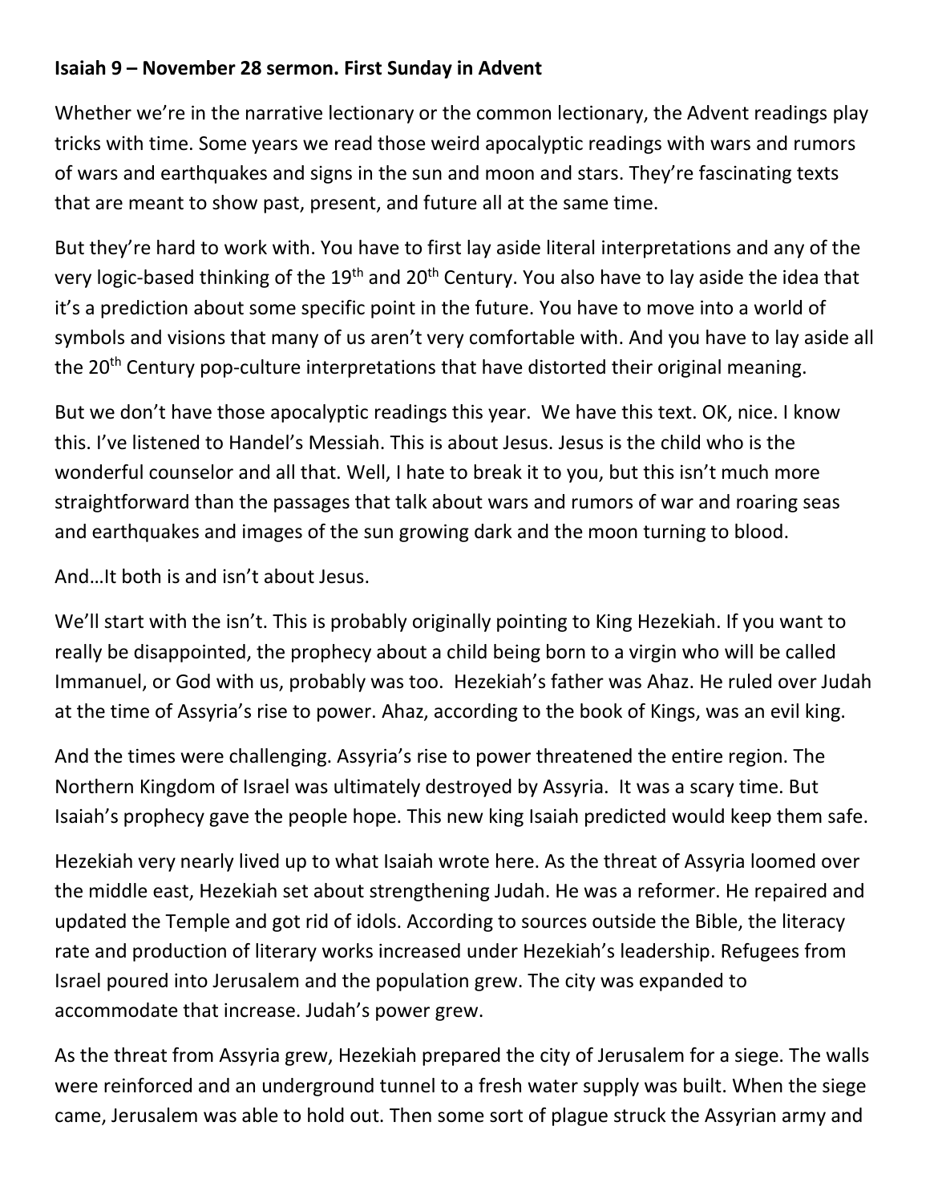**Isaiah 9 – November 28 sermon. First Sunday in Advent**

Whether we're in the narrative lectionary or the common lectionary, the Advent readings play tricks with time. Some years we read those weird apocalyptic readings with wars and rumors of wars and earthquakes and signs in the sun and moon and stars. They're fascinating texts that are meant to show past, present, and future all at the same time.

But they're hard to work with. You have to first lay aside literal interpretations and any of the very logic-based thinking of the 19th and 20th Century. You also have to lay aside the idea that it's a prediction about some specific point in the future. You have to move into a world of symbols and visions that many of us aren't very comfortable with. And you have to lay aside all the 20th Century pop-culture interpretations that have distorted their original meaning.

But we don't have those apocalyptic readings this year. We have this text. OK, nice. I know this. I've listened to Handel's Messiah. This is about Jesus. Jesus is the child who is the wonderful counselor and all that. Well, I hate to break it to you, but this isn't much more straightforward than the passages that talk about wars and rumors of war and roaring seas and earthquakes and images of the sun growing dark and the moon turning to blood.

And…It both is and isn't about Jesus.

We'll start with the isn't. This is probably originally pointing to King Hezekiah. If you want to really be disappointed, the prophecy about a child being born to a virgin who will be called Immanuel, or God with us, probably was too. Hezekiah's father was Ahaz. He ruled over Judah at the time of Assyria's rise to power. Ahaz, according to the book of Kings, was an evil king.

And the times were challenging. Assyria's rise to power threatened the entire region. The Northern Kingdom of Israel was ultimately destroyed by Assyria. It was a scary time. But Isaiah's prophecy gave the people hope. This new king Isaiah predicted would keep them safe.

Hezekiah very nearly lived up to what Isaiah wrote here. As the threat of Assyria loomed over the middle east, Hezekiah set about strengthening Judah. He was a reformer. He repaired and updated the Temple and got rid of idols. According to sources outside the Bible, the literacy rate and production of literary works increased under Hezekiah's leadership. Refugees from Israel poured into Jerusalem and the population grew. The city was expanded to accommodate that increase. Judah's power grew.

As the threat from Assyria grew, Hezekiah prepared the city of Jerusalem for a siege. The walls were reinforced and an underground tunnel to a fresh water supply was built. When the siege came, Jerusalem was able to hold out. Then some sort of plague struck the Assyrian army and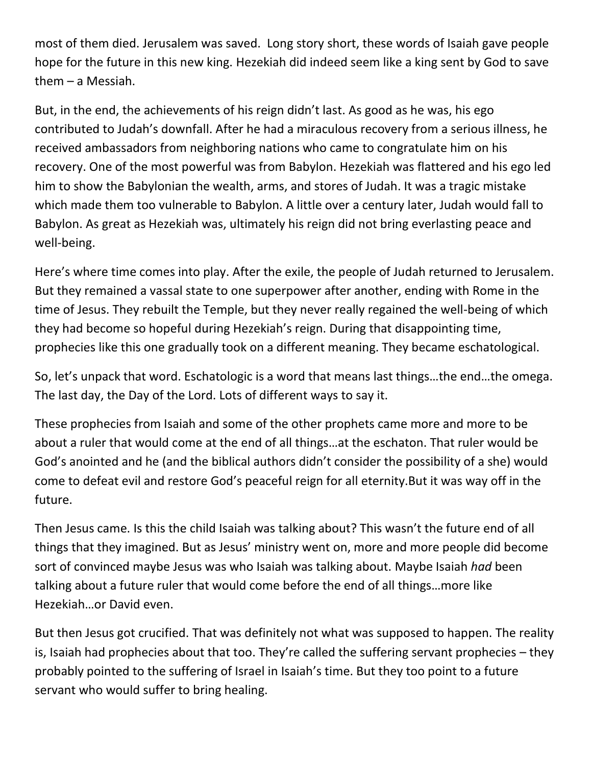most of them died. Jerusalem was saved.  Long story short, these words of Isaiah gave people hope for the future in this new king. Hezekiah did indeed seem like a king sent by God to save them – a Messiah.

But, in the end, the achievements of his reign didn't last. As good as he was, his ego contributed to Judah's downfall. After he had a miraculous recovery from a serious illness, he received ambassadors from neighboring nations who came to congratulate him on his recovery. One of the most powerful was from Babylon. Hezekiah was flattered and his ego led him to show the Babylonian the wealth, arms, and stores of Judah. It was a tragic mistake which made them too vulnerable to Babylon. A little over a century later, Judah would fall to Babylon. As great as Hezekiah was, ultimately his reign did not bring everlasting peace and well-being.

Here's where time comes into play. After the exile, the people of Judah returned to Jerusalem. But they remained a vassal state to one superpower after another, ending with Rome in the time of Jesus. They rebuilt the Temple, but they never really regained the well-being of which they had become so hopeful during Hezekiah's reign. During that disappointing time, prophecies like this one gradually took on a different meaning. They became eschatological.

So, let's unpack that word. Eschatologic is a word that means last things…the end…the omega. The last day, the Day of the Lord. Lots of different ways to say it.

These prophecies from Isaiah and some of the other prophets came more and more to be about a ruler that would come at the end of all things…at the eschaton. That ruler would be God's anointed and he (and the biblical authors didn't consider the possibility of a she) would come to defeat evil and restore God's peaceful reign for all eternity.But it was way off in the future.

Then Jesus came. Is this the child Isaiah was talking about? This wasn't the future end of all things that they imagined. But as Jesus' ministry went on, more and more people did become sort of convinced maybe Jesus was who Isaiah was talking about. Maybe Isaiah *had* been talking about a future ruler that would come before the end of all things…more like Hezekiah…or David even.

But then Jesus got crucified. That was definitely not what was supposed to happen. The reality is, Isaiah had prophecies about that too. They're called the suffering servant prophecies – they probably pointed to the suffering of Israel in Isaiah's time. But they too point to a future servant who would suffer to bring healing.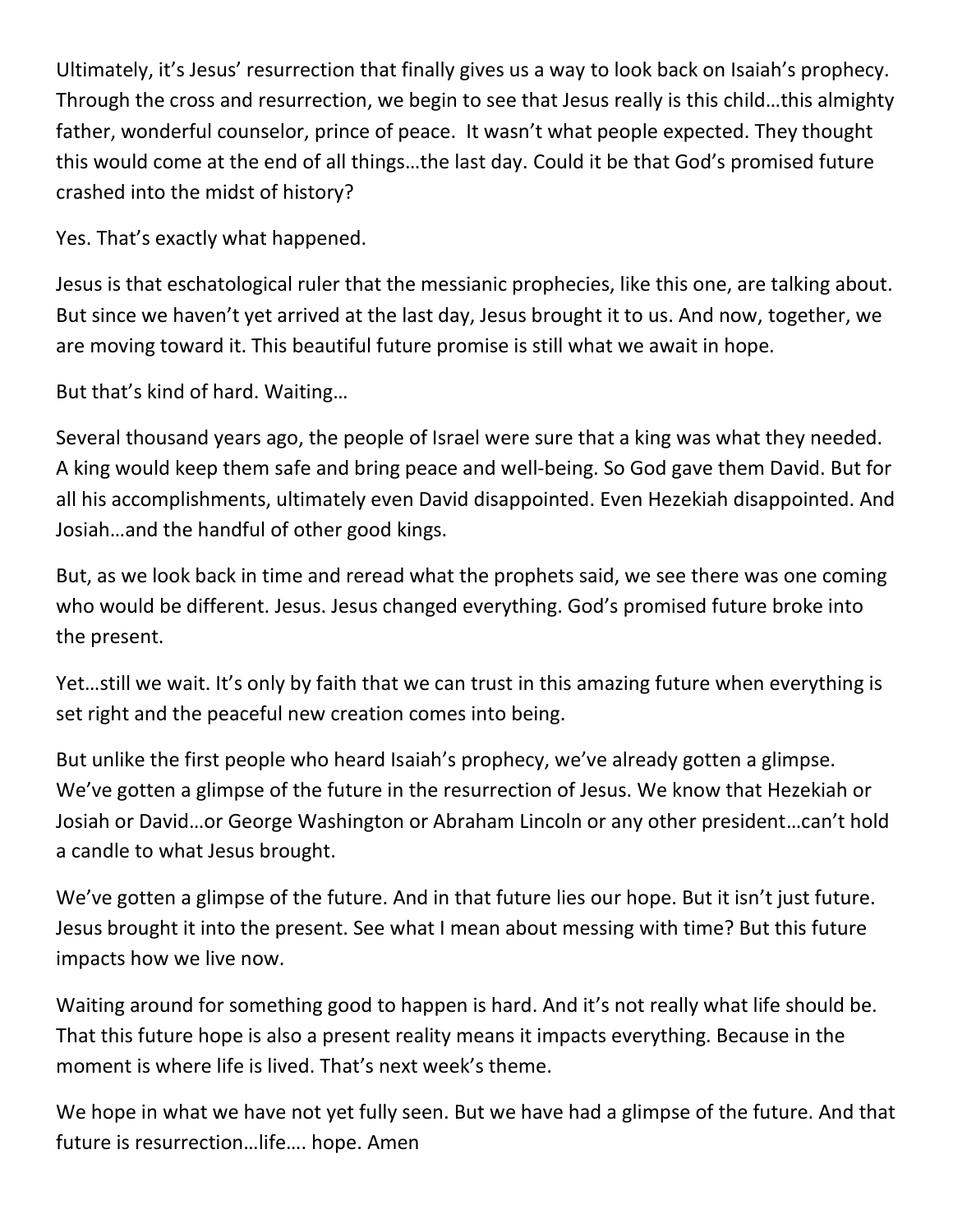Ultimately, it's Jesus' resurrection that finally gives us a way to look back on Isaiah's prophecy. Through the cross and resurrection, we begin to see that Jesus really is this child…this almighty father, wonderful counselor, prince of peace. It wasn't what people expected. They thought this would come at the end of all things…the last day. Could it be that God's promised future crashed into the midst of history?

Yes. That's exactly what happened.

Jesus is that eschatological ruler that the messianic prophecies, like this one, are talking about. But since we haven't yet arrived at the last day, Jesus brought it to us. And now, together, we are moving toward it. This beautiful future promise is still what we await in hope.

But that's kind of hard. Waiting…

Several thousand years ago, the people of Israel were sure that a king was what they needed. A king would keep them safe and bring peace and well-being. So God gave them David. But for all his accomplishments, ultimately even David disappointed. Even Hezekiah disappointed. And Josiah…and the handful of other good kings.

But, as we look back in time and reread what the prophets said, we see there was one coming who would be different. Jesus. Jesus changed everything. God's promised future broke into the present.

Yet…still we wait. It's only by faith that we can trust in this amazing future when everything is set right and the peaceful new creation comes into being.

But unlike the first people who heard Isaiah's prophecy, we've already gotten a glimpse. We've gotten a glimpse of the future in the resurrection of Jesus. We know that Hezekiah or Josiah or David…or George Washington or Abraham Lincoln or any other president…can't hold a candle to what Jesus brought.

We've gotten a glimpse of the future. And in that future lies our hope. But it isn't just future. Jesus brought it into the present. See what I mean about messing with time? But this future impacts how we live now.

Waiting around for something good to happen is hard. And it's not really what life should be. That this future hope is also a present reality means it impacts everything. Because in the moment is where life is lived. That's next week's theme.

We hope in what we have not yet fully seen. But we have had a glimpse of the future. And that future is resurrection…life…. hope. Amen